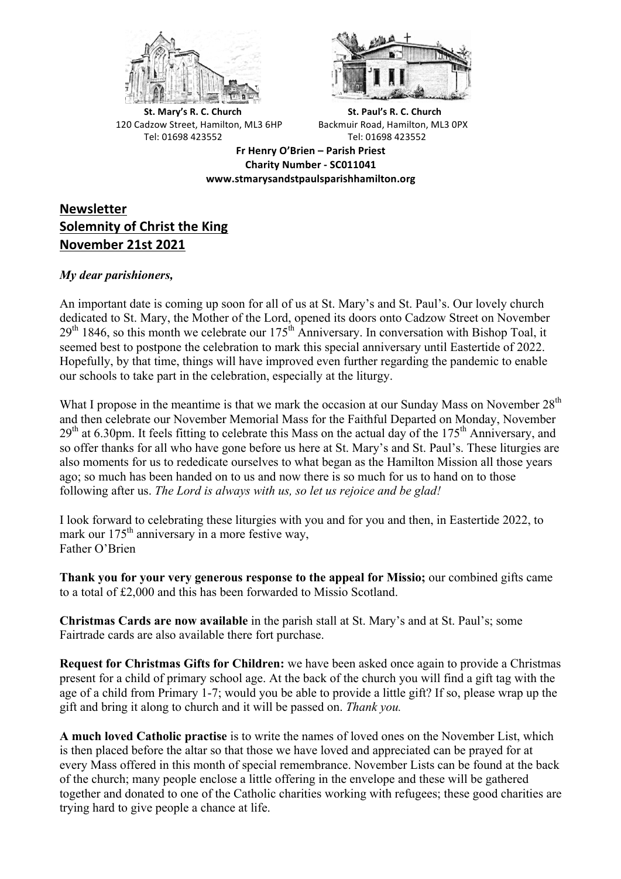**St. Mary's R. C. Church**
120 Cadzow Street, Hamilton, ML3 6HP
Tel: 01698 423552

**St. Paul's R. C. Church**
Backmuir Road, Hamilton, ML3 0PX
Tel: 01698 423552

**Fr Henry O'Brien – Parish Priest**
**Charity Number - SC011041**
**www.stmarysandstpaulsparishhamilton.org**

# Newsletter
# Solemnity of Christ the King
# November 21st 2021

***My dear parishioners,***

An important date is coming up soon for all of us at St. Mary's and St. Paul's. Our lovely church dedicated to St. Mary, the Mother of the Lord, opened its doors onto Cadzow Street on November 29th 1846, so this month we celebrate our 175th Anniversary. In conversation with Bishop Toal, it seemed best to postpone the celebration to mark this special anniversary until Eastertide of 2022. Hopefully, by that time, things will have improved even further regarding the pandemic to enable our schools to take part in the celebration, especially at the liturgy.

What I propose in the meantime is that we mark the occasion at our Sunday Mass on November 28th and then celebrate our November Memorial Mass for the Faithful Departed on Monday, November 29th at 6.30pm. It feels fitting to celebrate this Mass on the actual day of the 175th Anniversary, and so offer thanks for all who have gone before us here at St. Mary's and St. Paul's. These liturgies are also moments for us to rededicate ourselves to what began as the Hamilton Mission all those years ago; so much has been handed on to us and now there is so much for us to hand on to those following after us. *The Lord is always with us, so let us rejoice and be glad!*

I look forward to celebrating these liturgies with you and for you and then, in Eastertide 2022, to mark our 175th anniversary in a more festive way,
Father O'Brien

**Thank you for your very generous response to the appeal for Missio;** our combined gifts came to a total of £2,000 and this has been forwarded to Missio Scotland.

**Christmas Cards are now available** in the parish stall at St. Mary's and at St. Paul's; some Fairtrade cards are also available there fort purchase.

**Request for Christmas Gifts for Children:** we have been asked once again to provide a Christmas present for a child of primary school age. At the back of the church you will find a gift tag with the age of a child from Primary 1-7; would you be able to provide a little gift? If so, please wrap up the gift and bring it along to church and it will be passed on. *Thank you.*

**A much loved Catholic practise** is to write the names of loved ones on the November List, which is then placed before the altar so that those we have loved and appreciated can be prayed for at every Mass offered in this month of special remembrance. November Lists can be found at the back of the church; many people enclose a little offering in the envelope and these will be gathered together and donated to one of the Catholic charities working with refugees; these good charities are trying hard to give people a chance at life.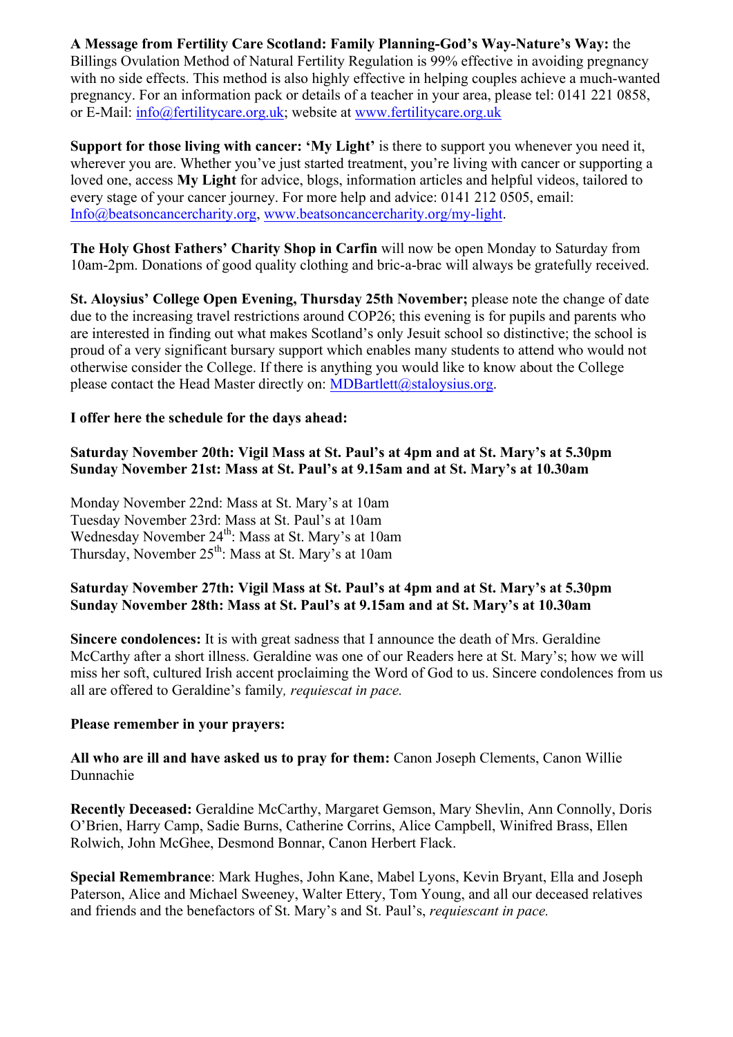**A Message from Fertility Care Scotland: Family Planning-God's Way-Nature's Way:** the Billings Ovulation Method of Natural Fertility Regulation is 99% effective in avoiding pregnancy with no side effects. This method is also highly effective in helping couples achieve a much-wanted pregnancy. For an information pack or details of a teacher in your area, please tel: 0141 221 0858, or E-Mail: info@fertilitycare.org.uk; website at www.fertilitycare.org.uk

**Support for those living with cancer: 'My Light'** is there to support you whenever you need it, wherever you are. Whether you've just started treatment, you're living with cancer or supporting a loved one, access **My Light** for advice, blogs, information articles and helpful videos, tailored to every stage of your cancer journey. For more help and advice: 0141 212 0505, email: Info@beatsoncancercharity.org, www.beatsoncancercharity.org/my-light.

**The Holy Ghost Fathers' Charity Shop in Carfin** will now be open Monday to Saturday from 10am-2pm. Donations of good quality clothing and bric-a-brac will always be gratefully received.

**St. Aloysius' College Open Evening, Thursday 25th November;** please note the change of date due to the increasing travel restrictions around COP26; this evening is for pupils and parents who are interested in finding out what makes Scotland's only Jesuit school so distinctive; the school is proud of a very significant bursary support which enables many students to attend who would not otherwise consider the College. If there is anything you would like to know about the College please contact the Head Master directly on: MDBartlett@staloysius.org.

**I offer here the schedule for the days ahead:**

**Saturday November 20th: Vigil Mass at St. Paul's at 4pm and at St. Mary's at 5.30pm**
**Sunday November 21st: Mass at St. Paul's at 9.15am and at St. Mary's at 10.30am**

Monday November 22nd: Mass at St. Mary's at 10am
Tuesday November 23rd: Mass at St. Paul's at 10am
Wednesday November 24th: Mass at St. Mary's at 10am
Thursday, November 25th: Mass at St. Mary's at 10am

**Saturday November 27th: Vigil Mass at St. Paul's at 4pm and at St. Mary's at 5.30pm**
**Sunday November 28th: Mass at St. Paul's at 9.15am and at St. Mary's at 10.30am**

**Sincere condolences:** It is with great sadness that I announce the death of Mrs. Geraldine McCarthy after a short illness. Geraldine was one of our Readers here at St. Mary's; how we will miss her soft, cultured Irish accent proclaiming the Word of God to us. Sincere condolences from us all are offered to Geraldine's family*, requiescat in pace.*

**Please remember in your prayers:**

**All who are ill and have asked us to pray for them:** Canon Joseph Clements, Canon Willie Dunnachie

**Recently Deceased:** Geraldine McCarthy, Margaret Gemson, Mary Shevlin, Ann Connolly, Doris O'Brien, Harry Camp, Sadie Burns, Catherine Corrins, Alice Campbell, Winifred Brass, Ellen Rolwich, John McGhee, Desmond Bonnar, Canon Herbert Flack.

**Special Remembrance**: Mark Hughes, John Kane, Mabel Lyons, Kevin Bryant, Ella and Joseph Paterson, Alice and Michael Sweeney, Walter Ettery, Tom Young, and all our deceased relatives and friends and the benefactors of St. Mary's and St. Paul's, *requiescant in pace.*